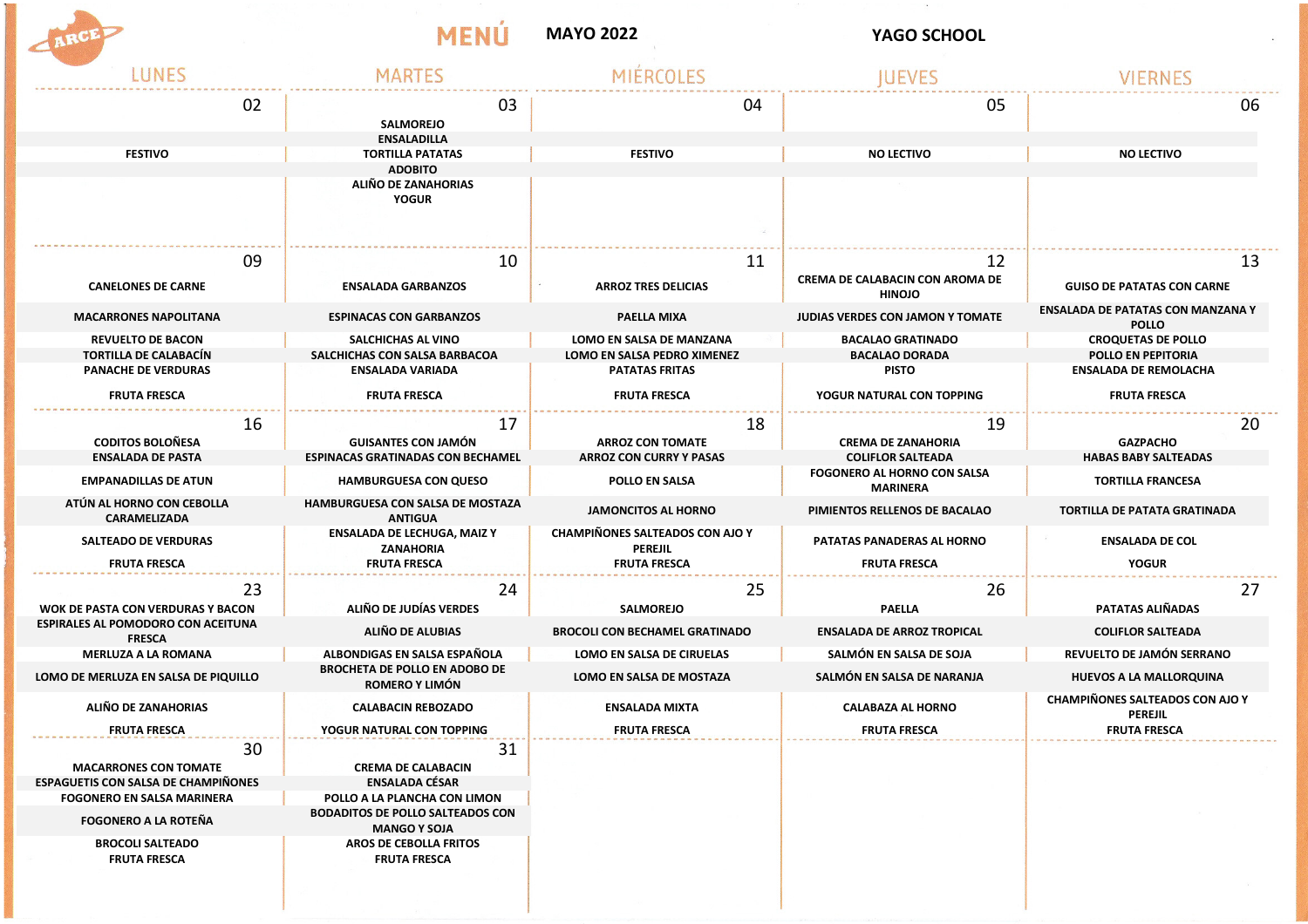# MENÚ MAYO 2022 — YAGO SCHOOL

ARCE

| LUNES | MARTES | MIÉRCOLES | JUEVES | VIERNES |
|---|---|---|---|---|
| **02**<br>FESTIVO | **03**<br>SALMOREJO<br>ENSALADILLA<br>TORTILLA PATATAS<br>ADOBITO<br>ALIÑO DE ZANAHORIAS<br>YOGUR | **04**<br>FESTIVO | **05**<br>NO LECTIVO | **06**<br>NO LECTIVO |
| **09**<br>CANELONES DE CARNE<br>MACARRONES NAPOLITANA<br>REVUELTO DE BACON<br>TORTILLA DE CALABACÍN<br>PANACHE DE VERDURAS<br>FRUTA FRESCA | **10**<br>ENSALADA GARBANZOS<br>ESPINACAS CON GARBANZOS<br>SALCHICHAS AL VINO<br>SALCHICHAS CON SALSA BARBACOA<br>ENSALADA VARIADA<br>FRUTA FRESCA | **11**<br>ARROZ TRES DELICIAS<br>PAELLA MIXTA<br>LOMO EN SALSA DE MANZANA<br>LOMO EN SALSA PEDRO XIMENEZ<br>PATATAS FRITAS<br>FRUTA FRESCA | **12**<br>CREMA DE CALABACIN CON AROMA DE HINOJO<br>JUDIAS VERDES CON JAMON Y TOMATE<br>BACALAO GRATINADO<br>BACALAO DORADA<br>PISTO<br>YOGUR NATURAL CON TOPPING | **13**<br>GUISO DE PATATAS CON CARNE<br>ENSALADA DE PATATAS CON MANZANA Y POLLO<br>CROQUETAS DE POLLO<br>POLLO EN PEPITORIA<br>ENSALADA DE REMOLACHA<br>FRUTA FRESCA |
| **16**<br>CODITOS BOLOÑESA<br>ENSALADA DE PASTA<br>EMPANADILLAS DE ATUN<br>ATÚN AL HORNO CON CEBOLLA CARAMELIZADA<br>SALTEADO DE VERDURAS<br>FRUTA FRESCA | **17**<br>GUISANTES CON JAMÓN<br>ESPINACAS GRATINADAS CON BECHAMEL<br>HAMBURGUESA CON QUESO<br>HAMBURGUESA CON SALSA DE MOSTAZA ANTIGUA<br>ENSALADA DE LECHUGA, MAIZ Y ZANAHORIA<br>FRUTA FRESCA | **18**<br>ARROZ CON TOMATE<br>ARROZ CON CURRY Y PASAS<br>POLLO EN SALSA<br>JAMONCITOS AL HORNO<br>CHAMPIÑONES SALTEADOS CON AJO Y PEREJIL<br>FRUTA FRESCA | **19**<br>CREMA DE ZANAHORIA<br>COLIFLOR SALTEADA<br>FOGONERO AL HORNO CON SALSA MARINERA<br>PIMIENTOS RELLENOS DE BACALAO<br>PATATAS PANADERAS AL HORNO<br>FRUTA FRESCA | **20**<br>GAZPACHO<br>HABAS BABY SALTEADAS<br>TORTILLA FRANCESA<br>TORTILLA DE PATATA GRATINADA<br>ENSALADA DE COL<br>YOGUR |
| **23**<br>WOK DE PASTA CON VERDURAS Y BACON<br>ESPIRALES AL POMODORO CON ACEITUNA FRESCA<br>MERLUZA A LA ROMANA<br>LOMO DE MERLUZA EN SALSA DE PIQUILLO<br>ALIÑO DE ZANAHORIAS<br>FRUTA FRESCA | **24**<br>ALIÑO DE JUDÍAS VERDES<br>ALIÑO DE ALUBIAS<br>ALBONDIGAS EN SALSA ESPAÑOLA<br>BROCHETA DE POLLO EN ADOBO DE ROMERO Y LIMÓN<br>CALABACIN REBOZADO<br>YOGUR NATURAL CON TOPPING | **25**<br>SALMOREJO<br>BROCOLI CON BECHAMEL GRATINADO<br>LOMO EN SALSA DE CIRUELAS<br>LOMO EN SALSA DE MOSTAZA<br>ENSALADA MIXTA<br>FRUTA FRESCA | **26**<br>PAELLA<br>ENSALADA DE ARROZ TROPICAL<br>SALMÓN EN SALSA DE SOJA<br>SALMÓN EN SALSA DE NARANJA<br>CALABAZA AL HORNO<br>FRUTA FRESCA | **27**<br>PATATAS ALIÑADAS<br>COLIFLOR SALTEADA<br>REVUELTO DE JAMÓN SERRANO<br>HUEVOS A LA MALLORQUINA<br>CHAMPIÑONES SALTEADOS CON AJO Y PEREJIL<br>FRUTA FRESCA |
| **30**<br>MACARRONES CON TOMATE<br>ESPAGUETIS CON SALSA DE CHAMPIÑONES<br>FOGONERO EN SALSA MARINERA<br>FOGONERO A LA ROTEÑA<br>BROCOLI SALTEADO<br>FRUTA FRESCA | **31**<br>CREMA DE CALABACIN<br>ENSALADA CÉSAR<br>POLLO A LA PLANCHA CON LIMON<br>BODADITOS DE POLLO SALTEADOS CON MANGO Y SOJA<br>AROS DE CEBOLLA FRITOS<br>FRUTA FRESCA | | | |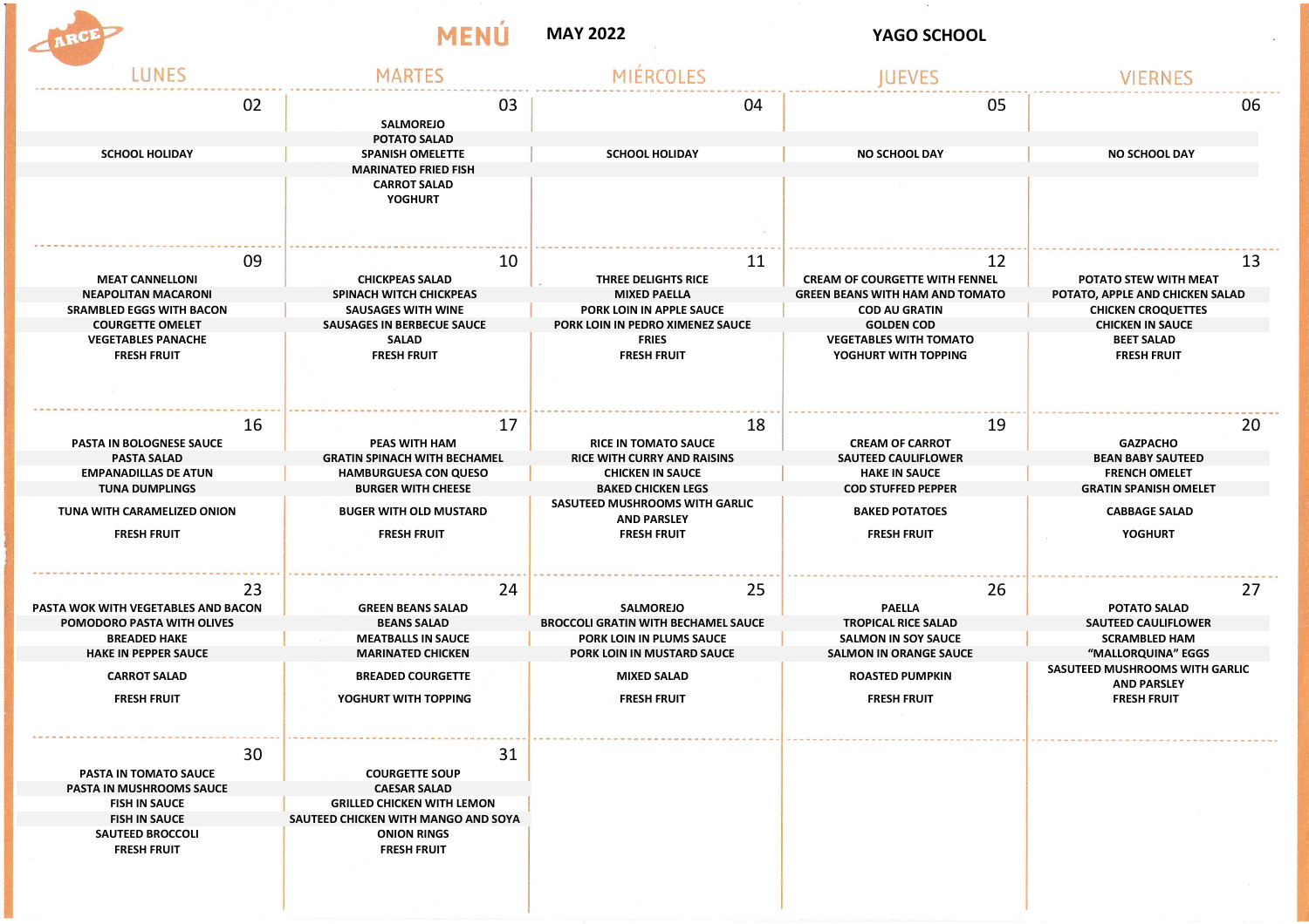# MENÚ MAY 2022 YAGO SCHOOL

ARCE

| LUNES | MARTES | MIÉRCOLES | JUEVES | VIERNES |
|---|---|---|---|---|
| 02 | 03 | 04 | 05 | 06 |
| SCHOOL HOLIDAY | SALMOREJO<br>POTATO SALAD<br>SPANISH OMELETTE<br>MARINATED FRIED FISH<br>CARROT SALAD<br>YOGHURT | SCHOOL HOLIDAY | NO SCHOOL DAY | NO SCHOOL DAY |
| 09 | 10 | 11 | 12 | 13 |
| MEAT CANNELLONI<br>NEAPOLITAN MACARONI<br>SRAMBLED EGGS WITH BACON<br>COURGETTE OMELET<br>VEGETABLES PANACHE<br>FRESH FRUIT | CHICKPEAS SALAD<br>SPINACH WITCH CHICKPEAS<br>SAUSAGES WITH WINE<br>SAUSAGES IN BERBECUE SAUCE<br>SALAD<br>FRESH FRUIT | THREE DELIGHTS RICE<br>MIXED PAELLA<br>PORK LOIN IN APPLE SAUCE<br>PORK LOIN IN PEDRO XIMENEZ SAUCE<br>FRIES<br>FRESH FRUIT | CREAM OF COURGETTE WITH FENNEL<br>GREEN BEANS WITH HAM AND TOMATO<br>COD AU GRATIN<br>GOLDEN COD<br>VEGETABLES WITH TOMATO<br>YOGHURT WITH TOPPING | POTATO STEW WITH MEAT<br>POTATO, APPLE AND CHICKEN SALAD<br>CHICKEN CROQUETTES<br>CHICKEN IN SAUCE<br>BEET SALAD<br>FRESH FRUIT |
| 16 | 17 | 18 | 19 | 20 |
| PASTA IN BOLOGNESE SAUCE<br>PASTA SALAD<br>EMPANADILLAS DE ATUN<br>TUNA DUMPLINGS<br>TUNA WITH CARAMELIZED ONION<br>FRESH FRUIT | PEAS WITH HAM<br>GRATIN SPINACH WITH BECHAMEL<br>HAMBURGUESA CON QUESO<br>BURGER WITH CHEESE<br>BUGER WITH OLD MUSTARD<br>FRESH FRUIT | RICE IN TOMATO SAUCE<br>RICE WITH CURRY AND RAISINS<br>CHICKEN IN SAUCE<br>BAKED CHICKEN LEGS<br>SASUTEED MUSHROOMS WITH GARLIC AND PARSLEY<br>FRESH FRUIT | CREAM OF CARROT<br>SAUTEED CAULIFLOWER<br>HAKE IN SAUCE<br>COD STUFFED PEPPER<br>BAKED POTATOES<br>FRESH FRUIT | GAZPACHO<br>BEAN BABY SAUTEED<br>FRENCH OMELET<br>GRATIN SPANISH OMELET<br>CABBAGE SALAD<br>YOGHURT |
| 23 | 24 | 25 | 26 | 27 |
| PASTA WOK WITH VEGETABLES AND BACON<br>POMODORO PASTA WITH OLIVES<br>BREADED HAKE<br>HAKE IN PEPPER SAUCE<br>CARROT SALAD<br>FRESH FRUIT | GREEN BEANS SALAD<br>BEANS SALAD<br>MEATBALLS IN SAUCE<br>MARINATED CHICKEN<br>BREADED COURGETTE<br>YOGHURT WITH TOPPING | SALMOREJO<br>BROCCOLI GRATIN WITH BECHAMEL SAUCE<br>PORK LOIN IN PLUMS SAUCE<br>PORK LOIN IN MUSTARD SAUCE<br>MIXED SALAD<br>FRESH FRUIT | PAELLA<br>TROPICAL RICE SALAD<br>SALMON IN SOY SAUCE<br>SALMON IN ORANGE SAUCE<br>ROASTED PUMPKIN<br>FRESH FRUIT | POTATO SALAD<br>SAUTEED CAULIFLOWER<br>SCRAMBLED HAM<br>“MALLORQUINA” EGGS<br>SASUTEED MUSHROOMS WITH GARLIC AND PARSLEY<br>FRESH FRUIT |
| 30 | 31 | | | |
| PASTA IN TOMATO SAUCE<br>PASTA IN MUSHROOMS SAUCE<br>FISH IN SAUCE<br>FISH IN SAUCE<br>SAUTEED BROCCOLI<br>FRESH FRUIT | COURGETTE SOUP<br>CAESAR SALAD<br>GRILLED CHICKEN WITH LEMON<br>SAUTEED CHICKEN WITH MANGO AND SOYA<br>ONION RINGS<br>FRESH FRUIT | | | |